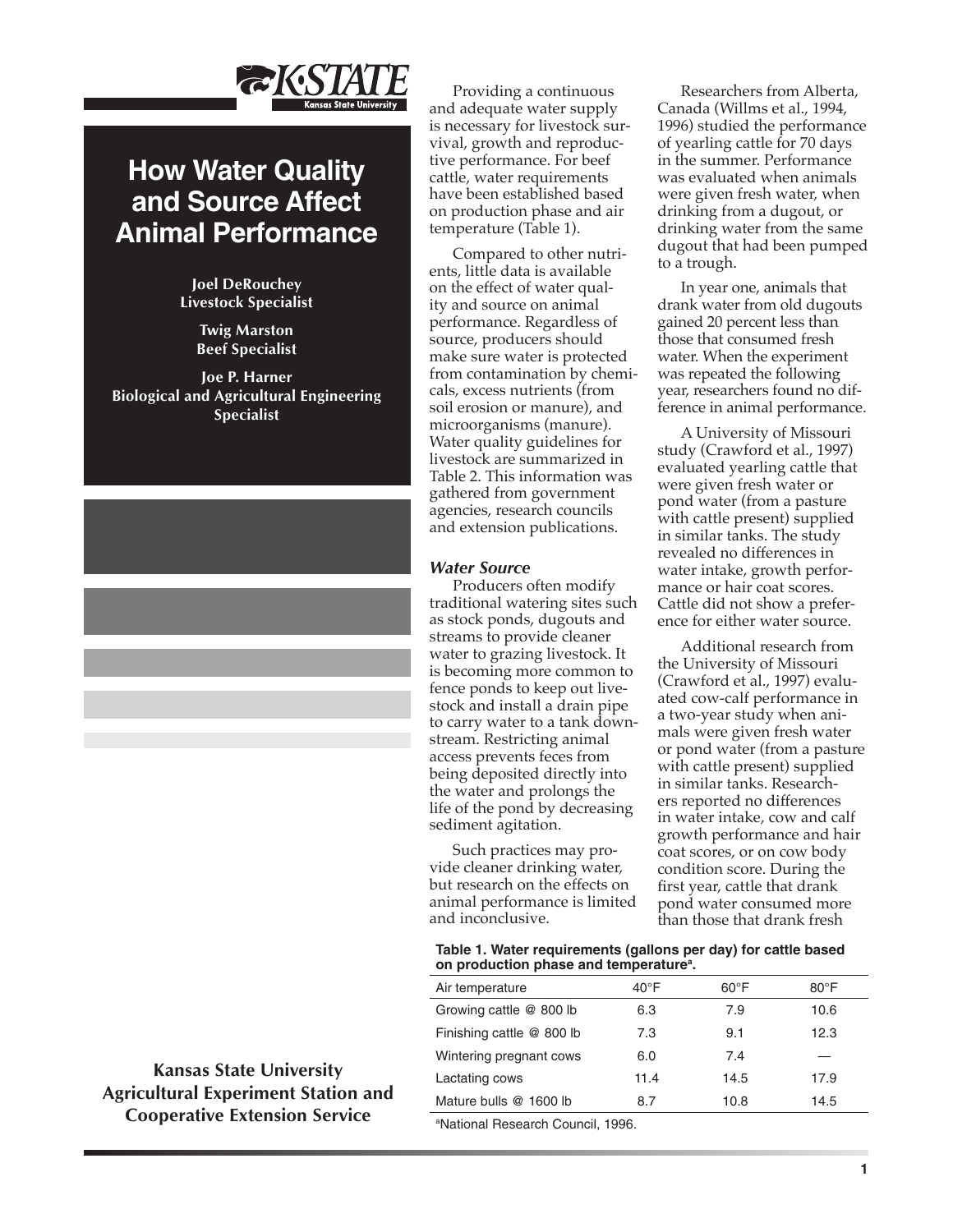# How Water Quality and Source Affect Animal Performance

**Joel DeRouchey**
**Livestock Specialist**

**Twig Marston**
**Beef Specialist**

**Joe P. Harner**
**Biological and Agricultural Engineering Specialist**

**Kansas State University Agricultural Experiment Station and Cooperative Extension Service**

Providing a continuous and adequate water supply is necessary for livestock survival, growth and reproductive performance. For beef cattle, water requirements have been established based on production phase and air temperature (Table 1).

Compared to other nutrients, little data is available on the effect of water quality and source on animal performance. Regardless of source, producers should make sure water is protected from contamination by chemicals, excess nutrients (from soil erosion or manure), and microorganisms (manure). Water quality guidelines for livestock are summarized in Table 2. This information was gathered from government agencies, research councils and extension publications.

### *Water Source*

Producers often modify traditional watering sites such as stock ponds, dugouts and streams to provide cleaner water to grazing livestock. It is becoming more common to fence ponds to keep out livestock and install a drain pipe to carry water to a tank downstream. Restricting animal access prevents feces from being deposited directly into the water and prolongs the life of the pond by decreasing sediment agitation.

Such practices may provide cleaner drinking water, but research on the effects on animal performance is limited and inconclusive.

Researchers from Alberta, Canada (Willms et al., 1994, 1996) studied the performance of yearling cattle for 70 days in the summer. Performance was evaluated when animals were given fresh water, when drinking from a dugout, or drinking water from the same dugout that had been pumped to a trough.

In year one, animals that drank water from old dugouts gained 20 percent less than those that consumed fresh water. When the experiment was repeated the following year, researchers found no difference in animal performance.

A University of Missouri study (Crawford et al., 1997) evaluated yearling cattle that were given fresh water or pond water (from a pasture with cattle present) supplied in similar tanks. The study revealed no differences in water intake, growth performance or hair coat scores. Cattle did not show a preference for either water source.

Additional research from the University of Missouri (Crawford et al., 1997) evaluated cow-calf performance in a two-year study when animals were given fresh water or pond water (from a pasture with cattle present) supplied in similar tanks. Researchers reported no differences in water intake, cow and calf growth performance and hair coat scores, or on cow body condition score. During the first year, cattle that drank pond water consumed more than those that drank fresh

**Table 1. Water requirements (gallons per day) for cattle based on production phase and temperature[a].**

| Air temperature | 40°F | 60°F | 80°F |
|---|---|---|---|
| Growing cattle @ 800 lb | 6.3 | 7.9 | 10.6 |
| Finishing cattle @ 800 lb | 7.3 | 9.1 | 12.3 |
| Wintering pregnant cows | 6.0 | 7.4 | — |
| Lactating cows | 11.4 | 14.5 | 17.9 |
| Mature bulls @ 1600 lb | 8.7 | 10.8 | 14.5 |

[a]National Research Council, 1996.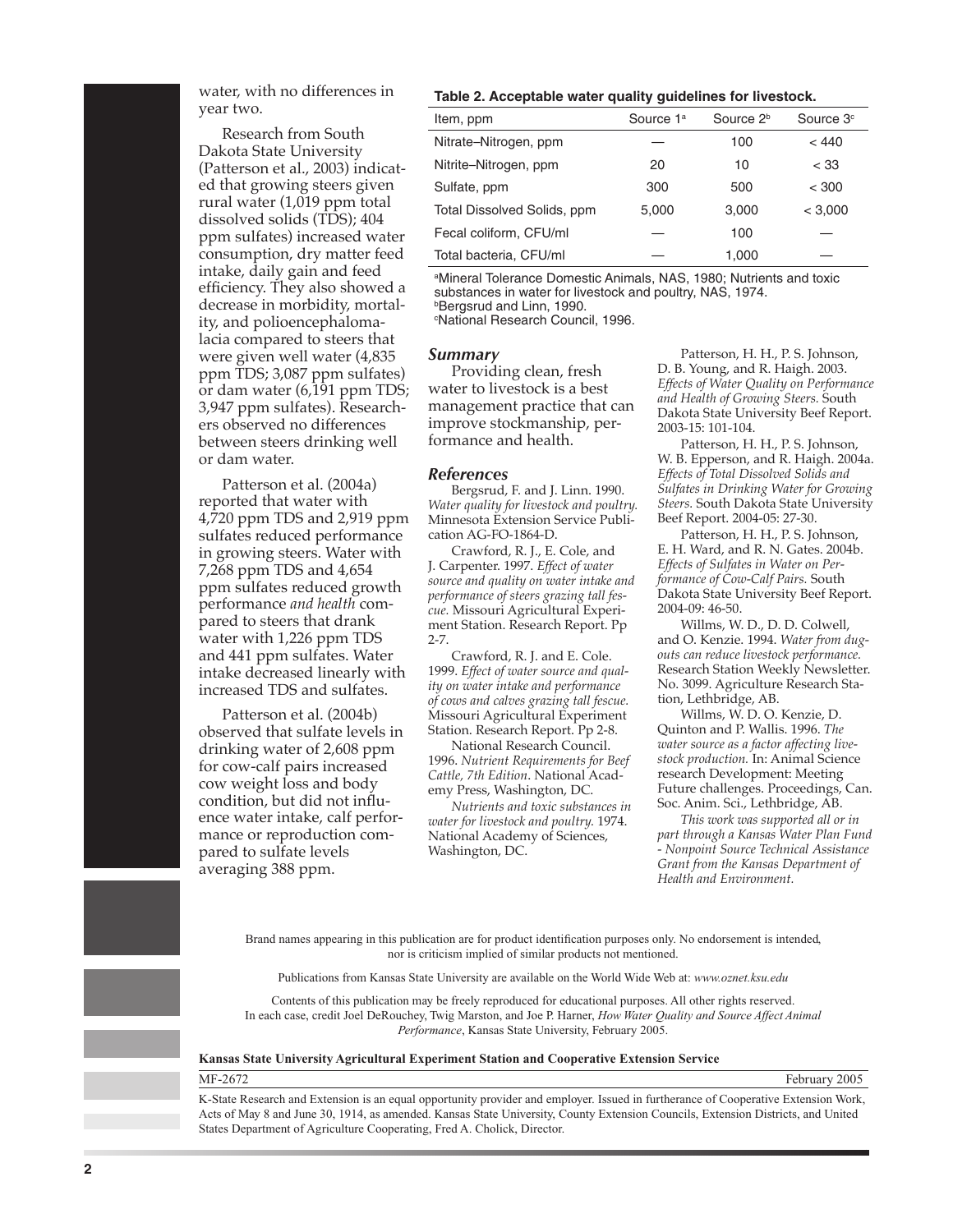water, with no differences in year two.

Research from South Dakota State University (Patterson et al., 2003) indicated that growing steers given rural water (1,019 ppm total dissolved solids (TDS); 404 ppm sulfates) increased water consumption, dry matter feed intake, daily gain and feed efficiency. They also showed a decrease in morbidity, mortality, and polioencephalomalacia compared to steers that were given well water (4,835 ppm TDS; 3,087 ppm sulfates) or dam water (6,191 ppm TDS; 3,947 ppm sulfates). Researchers observed no differences between steers drinking well or dam water.

Patterson et al. (2004a) reported that water with 4,720 ppm TDS and 2,919 ppm sulfates reduced performance in growing steers. Water with 7,268 ppm TDS and 4,654 ppm sulfates reduced growth performance *and health* compared to steers that drank water with 1,226 ppm TDS and 441 ppm sulfates. Water intake decreased linearly with increased TDS and sulfates.

Patterson et al. (2004b) observed that sulfate levels in drinking water of 2,608 ppm for cow-calf pairs increased cow weight loss and body condition, but did not influence water intake, calf performance or reproduction compared to sulfate levels averaging 388 ppm.

**Table 2. Acceptable water quality guidelines for livestock.**

| Item, ppm | Source 1[a] | Source 2[b] | Source 3[c] |
|---|---|---|---|
| Nitrate–Nitrogen, ppm | — | 100 | < 440 |
| Nitrite–Nitrogen, ppm | 20 | 10 | < 33 |
| Sulfate, ppm | 300 | 500 | < 300 |
| Total Dissolved Solids, ppm | 5,000 | 3,000 | < 3,000 |
| Fecal coliform, CFU/ml | — | 100 | — |
| Total bacteria, CFU/ml | — | 1,000 | — |

[a]Mineral Tolerance Domestic Animals, NAS, 1980; Nutrients and toxic substances in water for livestock and poultry, NAS, 1974.
[b]Bergsrud and Linn, 1990.
[c]National Research Council, 1996.

### *Summary*

Providing clean, fresh water to livestock is a best management practice that can improve stockmanship, performance and health.

### *References*

Bergsrud, F. and J. Linn. 1990. *Water quality for livestock and poultry.* Minnesota Extension Service Publication AG-FO-1864-D.

Crawford, R. J., E. Cole, and J. Carpenter. 1997. *Effect of water source and quality on water intake and performance of steers grazing tall fescue.* Missouri Agricultural Experiment Station. Research Report. Pp 2-7.

Crawford, R. J. and E. Cole. 1999. *Effect of water source and quality on water intake and performance of cows and calves grazing tall fescue.* Missouri Agricultural Experiment Station. Research Report. Pp 2-8.

National Research Council. 1996. *Nutrient Requirements for Beef Cattle, 7th Edition*. National Academy Press, Washington, DC.

*Nutrients and toxic substances in water for livestock and poultry.* 1974. National Academy of Sciences, Washington, DC.

Patterson, H. H., P. S. Johnson, D. B. Young, and R. Haigh. 2003. *Effects of Water Quality on Performance and Health of Growing Steers.* South Dakota State University Beef Report. 2003-15: 101-104.

Patterson, H. H., P. S. Johnson, W. B. Epperson, and R. Haigh. 2004a. *Effects of Total Dissolved Solids and Sulfates in Drinking Water for Growing Steers.* South Dakota State University Beef Report. 2004-05: 27-30.

Patterson, H. H., P. S. Johnson, E. H. Ward, and R. N. Gates. 2004b. *Effects of Sulfates in Water on Performance of Cow-Calf Pairs.* South Dakota State University Beef Report. 2004-09: 46-50.

Willms, W. D., D. D. Colwell, and O. Kenzie. 1994. *Water from dugouts can reduce livestock performance.* Research Station Weekly Newsletter. No. 3099. Agriculture Research Station, Lethbridge, AB.

Willms, W. D. O. Kenzie, D. Quinton and P. Wallis. 1996. *The water source as a factor affecting livestock production.* In: Animal Science research Development: Meeting Future challenges. Proceedings, Can. Soc. Anim. Sci., Lethbridge, AB.

*This work was supported all or in part through a Kansas Water Plan Fund - Nonpoint Source Technical Assistance Grant from the Kansas Department of Health and Environment.*

Brand names appearing in this publication are for product identification purposes only. No endorsement is intended, nor is criticism implied of similar products not mentioned.

Publications from Kansas State University are available on the World Wide Web at: *www.oznet.ksu.edu*

Contents of this publication may be freely reproduced for educational purposes. All other rights reserved. In each case, credit Joel DeRouchey, Twig Marston, and Joe P. Harner, *How Water Quality and Source Affect Animal Performance*, Kansas State University, February 2005.

**Kansas State University Agricultural Experiment Station and Cooperative Extension Service**

MF-2672 February 2005

K-State Research and Extension is an equal opportunity provider and employer. Issued in furtherance of Cooperative Extension Work, Acts of May 8 and June 30, 1914, as amended. Kansas State University, County Extension Councils, Extension Districts, and United States Department of Agriculture Cooperating, Fred A. Cholick, Director.